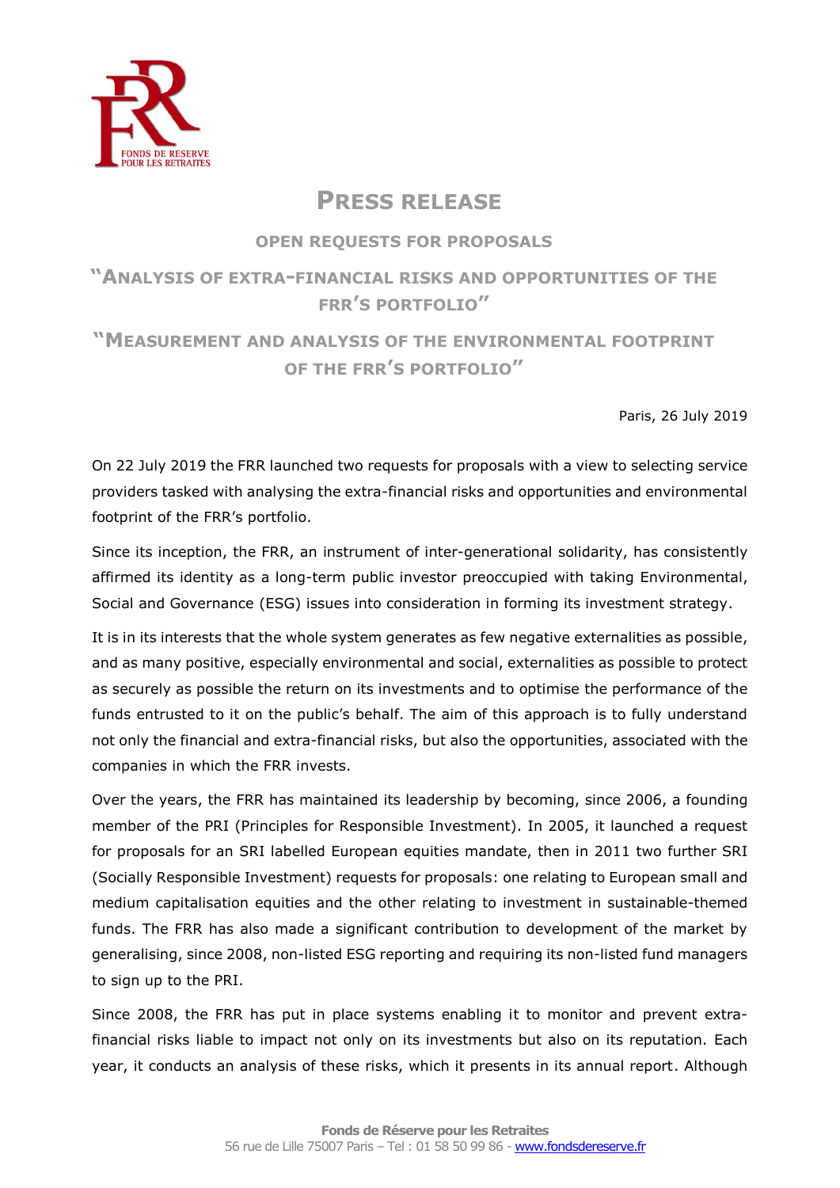# PRESS RELEASE

## OPEN REQUESTS FOR PROPOSALS

## "ANALYSIS OF EXTRA-FINANCIAL RISKS AND OPPORTUNITIES OF THE FRR'S PORTFOLIO"

## "MEASUREMENT AND ANALYSIS OF THE ENVIRONMENTAL FOOTPRINT OF THE FRR'S PORTFOLIO"

Paris, 26 July 2019

On 22 July 2019 the FRR launched two requests for proposals with a view to selecting service providers tasked with analysing the extra-financial risks and opportunities and environmental footprint of the FRR's portfolio.

Since its inception, the FRR, an instrument of inter-generational solidarity, has consistently affirmed its identity as a long-term public investor preoccupied with taking Environmental, Social and Governance (ESG) issues into consideration in forming its investment strategy.

It is in its interests that the whole system generates as few negative externalities as possible, and as many positive, especially environmental and social, externalities as possible to protect as securely as possible the return on its investments and to optimise the performance of the funds entrusted to it on the public's behalf. The aim of this approach is to fully understand not only the financial and extra-financial risks, but also the opportunities, associated with the companies in which the FRR invests.

Over the years, the FRR has maintained its leadership by becoming, since 2006, a founding member of the PRI (Principles for Responsible Investment). In 2005, it launched a request for proposals for an SRI labelled European equities mandate, then in 2011 two further SRI (Socially Responsible Investment) requests for proposals: one relating to European small and medium capitalisation equities and the other relating to investment in sustainable-themed funds. The FRR has also made a significant contribution to development of the market by generalising, since 2008, non-listed ESG reporting and requiring its non-listed fund managers to sign up to the PRI.

Since 2008, the FRR has put in place systems enabling it to monitor and prevent extra-financial risks liable to impact not only on its investments but also on its reputation. Each year, it conducts an analysis of these risks, which it presents in its annual report. Although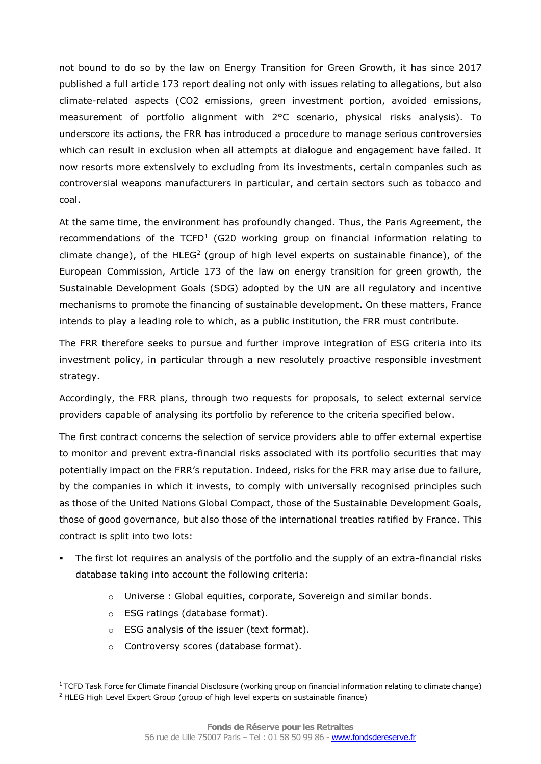not bound to do so by the law on Energy Transition for Green Growth, it has since 2017 published a full article 173 report dealing not only with issues relating to allegations, but also climate-related aspects ($CO_2$ emissions, green investment portion, avoided emissions, measurement of portfolio alignment with 2°C scenario, physical risks analysis). To underscore its actions, the FRR has introduced a procedure to manage serious controversies which can result in exclusion when all attempts at dialogue and engagement have failed. It now resorts more extensively to excluding from its investments, certain companies such as controversial weapons manufacturers in particular, and certain sectors such as tobacco and coal.

At the same time, the environment has profoundly changed. Thus, the Paris Agreement, the recommendations of the TCFD[1] (G20 working group on financial information relating to climate change), of the HLEG[2] (group of high level experts on sustainable finance), of the European Commission, Article 173 of the law on energy transition for green growth, the Sustainable Development Goals (SDG) adopted by the UN are all regulatory and incentive mechanisms to promote the financing of sustainable development. On these matters, France intends to play a leading role to which, as a public institution, the FRR must contribute.

The FRR therefore seeks to pursue and further improve integration of ESG criteria into its investment policy, in particular through a new resolutely proactive responsible investment strategy.

Accordingly, the FRR plans, through two requests for proposals, to select external service providers capable of analysing its portfolio by reference to the criteria specified below.

The first contract concerns the selection of service providers able to offer external expertise to monitor and prevent extra-financial risks associated with its portfolio securities that may potentially impact on the FRR's reputation. Indeed, risks for the FRR may arise due to failure, by the companies in which it invests, to comply with universally recognised principles such as those of the United Nations Global Compact, those of the Sustainable Development Goals, those of good governance, but also those of the international treaties ratified by France. This contract is split into two lots:

- The first lot requires an analysis of the portfolio and the supply of an extra-financial risks database taking into account the following criteria:
  - Universe : Global equities, corporate, Sovereign and similar bonds.
  - ESG ratings (database format).
  - ESG analysis of the issuer (text format).
  - Controversy scores (database format).

[1] TCFD Task Force for Climate Financial Disclosure (working group on financial information relating to climate change)

[2] HLEG High Level Expert Group (group of high level experts on sustainable finance)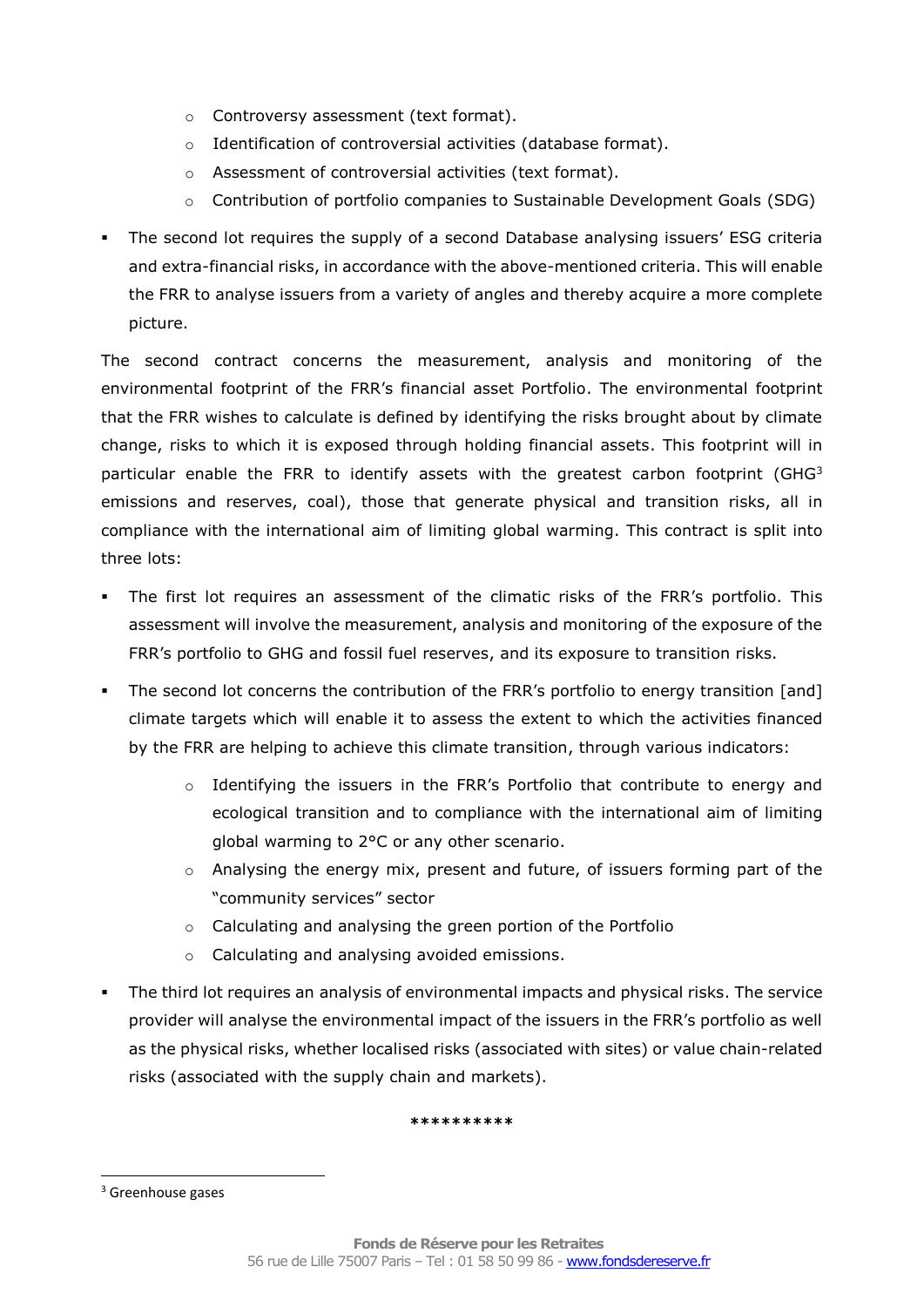- Controversy assessment (text format).
  - Identification of controversial activities (database format).
  - Assessment of controversial activities (text format).
  - Contribution of portfolio companies to Sustainable Development Goals (SDG)
- The second lot requires the supply of a second Database analysing issuers' ESG criteria and extra-financial risks, in accordance with the above-mentioned criteria. This will enable the FRR to analyse issuers from a variety of angles and thereby acquire a more complete picture.

The second contract concerns the measurement, analysis and monitoring of the environmental footprint of the FRR's financial asset Portfolio. The environmental footprint that the FRR wishes to calculate is defined by identifying the risks brought about by climate change, risks to which it is exposed through holding financial assets. This footprint will in particular enable the FRR to identify assets with the greatest carbon footprint (GHG[3] emissions and reserves, coal), those that generate physical and transition risks, all in compliance with the international aim of limiting global warming. This contract is split into three lots:

- The first lot requires an assessment of the climatic risks of the FRR's portfolio. This assessment will involve the measurement, analysis and monitoring of the exposure of the FRR's portfolio to GHG and fossil fuel reserves, and its exposure to transition risks.
- The second lot concerns the contribution of the FRR's portfolio to energy transition [and] climate targets which will enable it to assess the extent to which the activities financed by the FRR are helping to achieve this climate transition, through various indicators:
  - Identifying the issuers in the FRR's Portfolio that contribute to energy and ecological transition and to compliance with the international aim of limiting global warming to 2°C or any other scenario.
  - Analysing the energy mix, present and future, of issuers forming part of the "community services" sector
  - Calculating and analysing the green portion of the Portfolio
  - Calculating and analysing avoided emissions.
- The third lot requires an analysis of environmental impacts and physical risks. The service provider will analyse the environmental impact of the issuers in the FRR's portfolio as well as the physical risks, whether localised risks (associated with sites) or value chain-related risks (associated with the supply chain and markets).

**********

[3] Greenhouse gases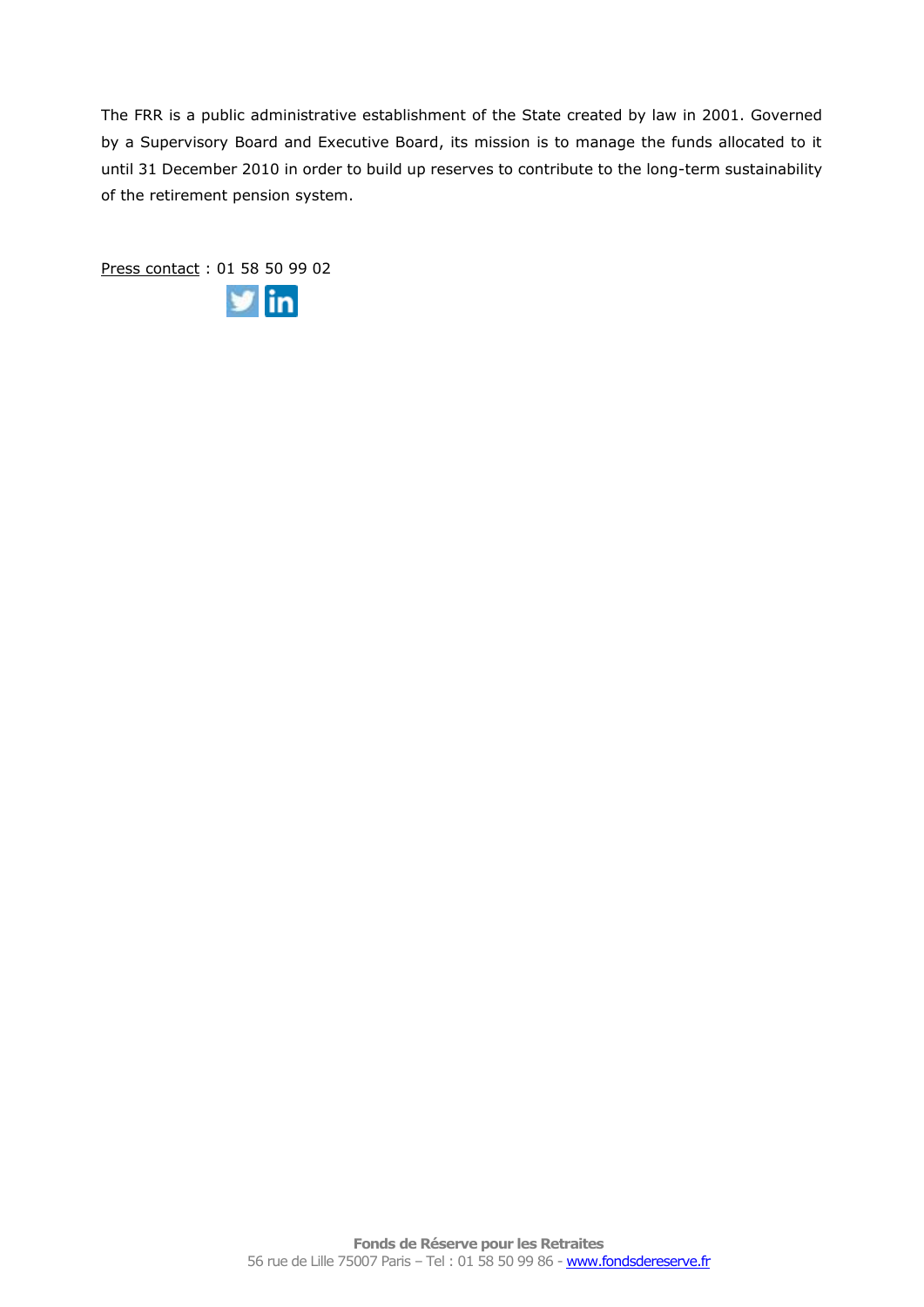The FRR is a public administrative establishment of the State created by law in 2001. Governed by a Supervisory Board and Executive Board, its mission is to manage the funds allocated to it until 31 December 2010 in order to build up reserves to contribute to the long-term sustainability of the retirement pension system.

Press contact : 01 58 50 99 02